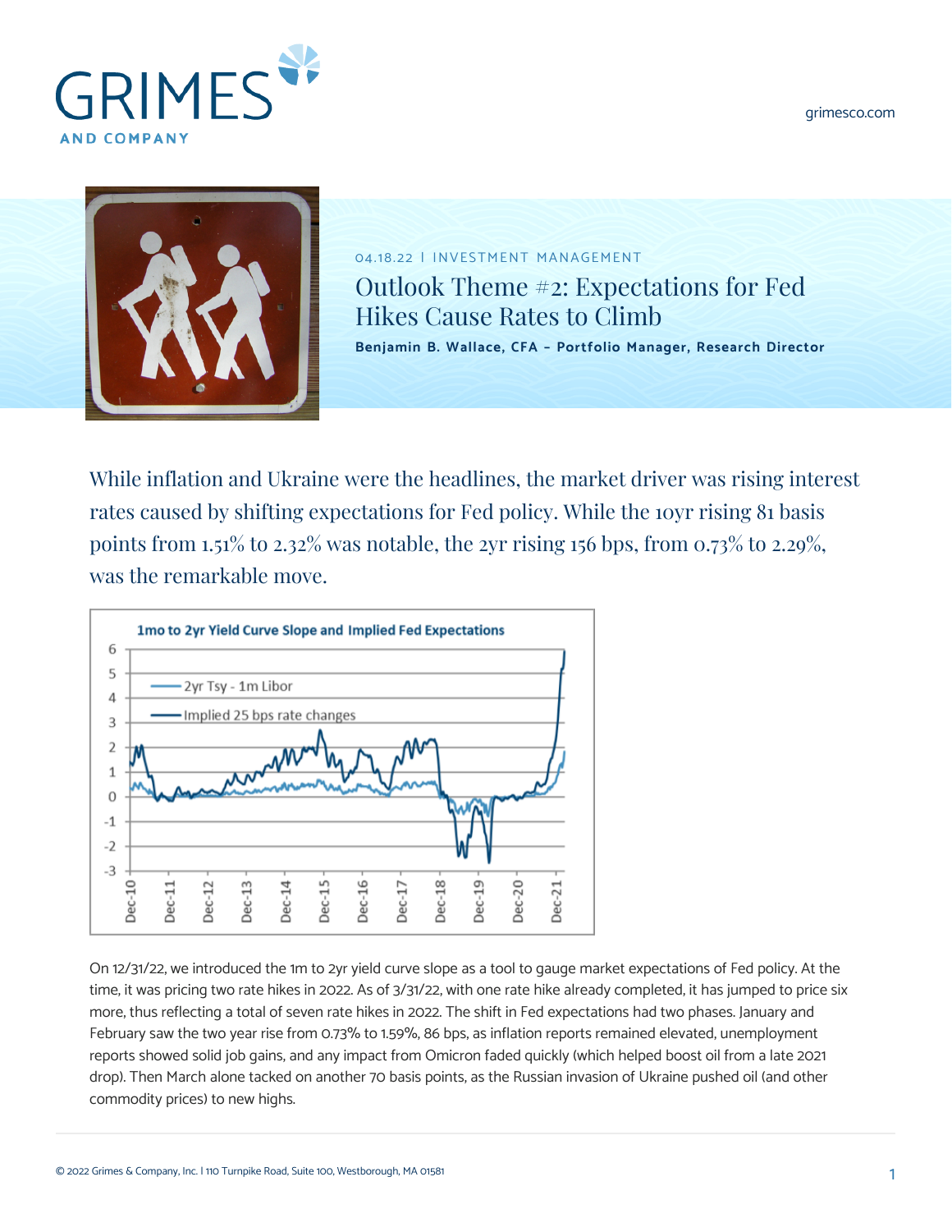04.18.22 | INVESTMENT MANAGEMENT

# Outlook Theme #2: Expectations for Fed Hikes Cause Rates to Climb

**Benjamin B. Wallace, CFA – Portfolio Manager, Research Director**

While inflation and Ukraine were the headlines, the market driver was rising interest rates caused by shifting expectations for Fed policy. While the 10yr rising 81 basis points from 1.51% to 2.32% was notable, the 2yr rising 156 bps, from 0.73% to 2.29%, was the remarkable move.

On 12/31/22, we introduced the 1m to 2yr yield curve slope as a tool to gauge market expectations of Fed policy. At the time, it was pricing two rate hikes in 2022. As of 3/31/22, with one rate hike already completed, it has jumped to price six more, thus reflecting a total of seven rate hikes in 2022. The shift in Fed expectations had two phases. January and February saw the two year rise from 0.73% to 1.59%, 86 bps, as inflation reports remained elevated, unemployment reports showed solid job gains, and any impact from Omicron faded quickly (which helped boost oil from a late 2021 drop). Then March alone tacked on another 70 basis points, as the Russian invasion of Ukraine pushed oil (and other commodity prices) to new highs.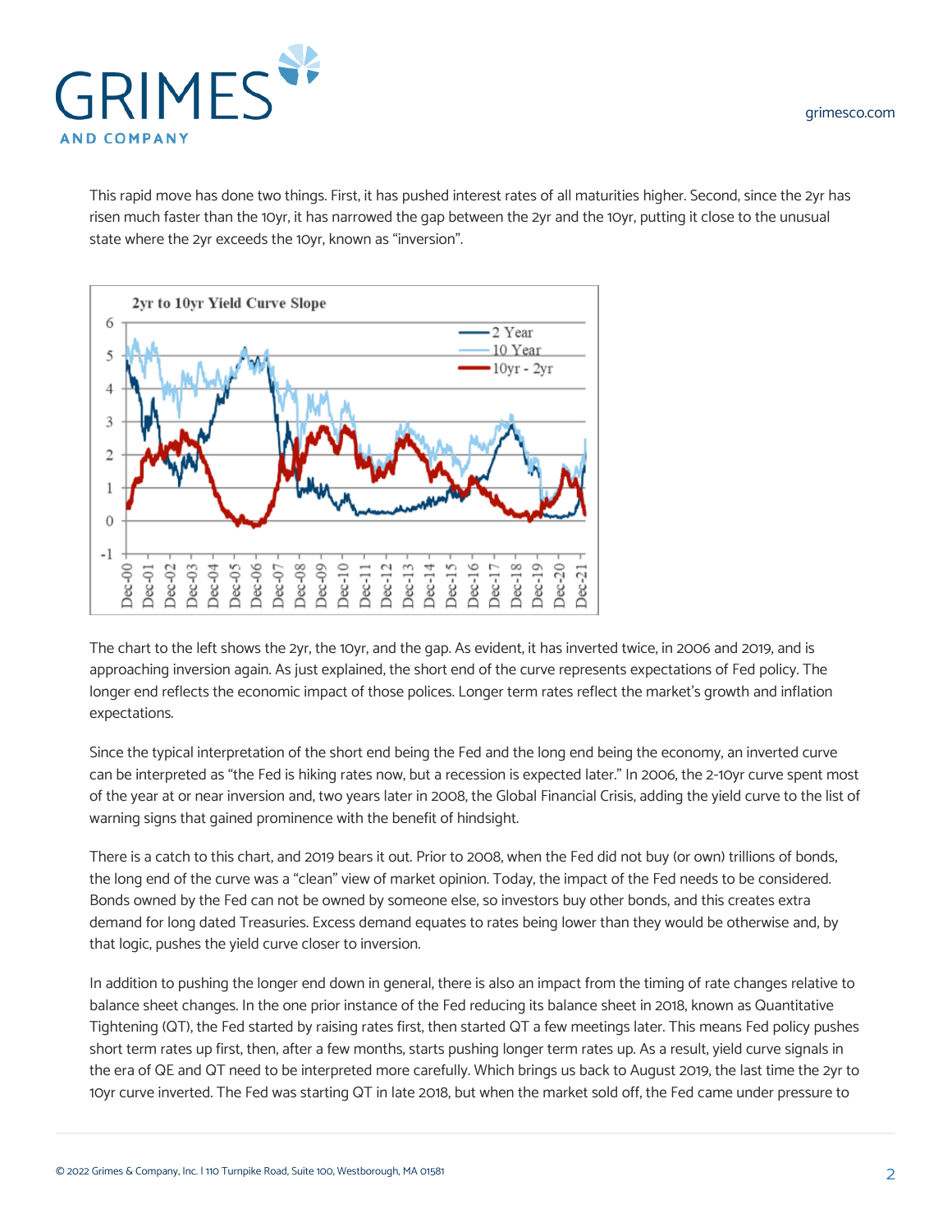This rapid move has done two things. First, it has pushed interest rates of all maturities higher. Second, since the 2yr has risen much faster than the 10yr, it has narrowed the gap between the 2yr and the 10yr, putting it close to the unusual state where the 2yr exceeds the 10yr, known as "inversion".

The chart to the left shows the 2yr, the 10yr, and the gap. As evident, it has inverted twice, in 2006 and 2019, and is approaching inversion again. As just explained, the short end of the curve represents expectations of Fed policy. The longer end reflects the economic impact of those polices. Longer term rates reflect the market's growth and inflation expectations.

Since the typical interpretation of the short end being the Fed and the long end being the economy, an inverted curve can be interpreted as "the Fed is hiking rates now, but a recession is expected later." In 2006, the 2-10yr curve spent most of the year at or near inversion and, two years later in 2008, the Global Financial Crisis, adding the yield curve to the list of warning signs that gained prominence with the benefit of hindsight.

There is a catch to this chart, and 2019 bears it out. Prior to 2008, when the Fed did not buy (or own) trillions of bonds, the long end of the curve was a "clean" view of market opinion. Today, the impact of the Fed needs to be considered. Bonds owned by the Fed can not be owned by someone else, so investors buy other bonds, and this creates extra demand for long dated Treasuries. Excess demand equates to rates being lower than they would be otherwise and, by that logic, pushes the yield curve closer to inversion.

In addition to pushing the longer end down in general, there is also an impact from the timing of rate changes relative to balance sheet changes. In the one prior instance of the Fed reducing its balance sheet in 2018, known as Quantitative Tightening (QT), the Fed started by raising rates first, then started QT a few meetings later. This means Fed policy pushes short term rates up first, then, after a few months, starts pushing longer term rates up. As a result, yield curve signals in the era of QE and QT need to be interpreted more carefully. Which brings us back to August 2019, the last time the 2yr to 10yr curve inverted. The Fed was starting QT in late 2018, but when the market sold off, the Fed came under pressure to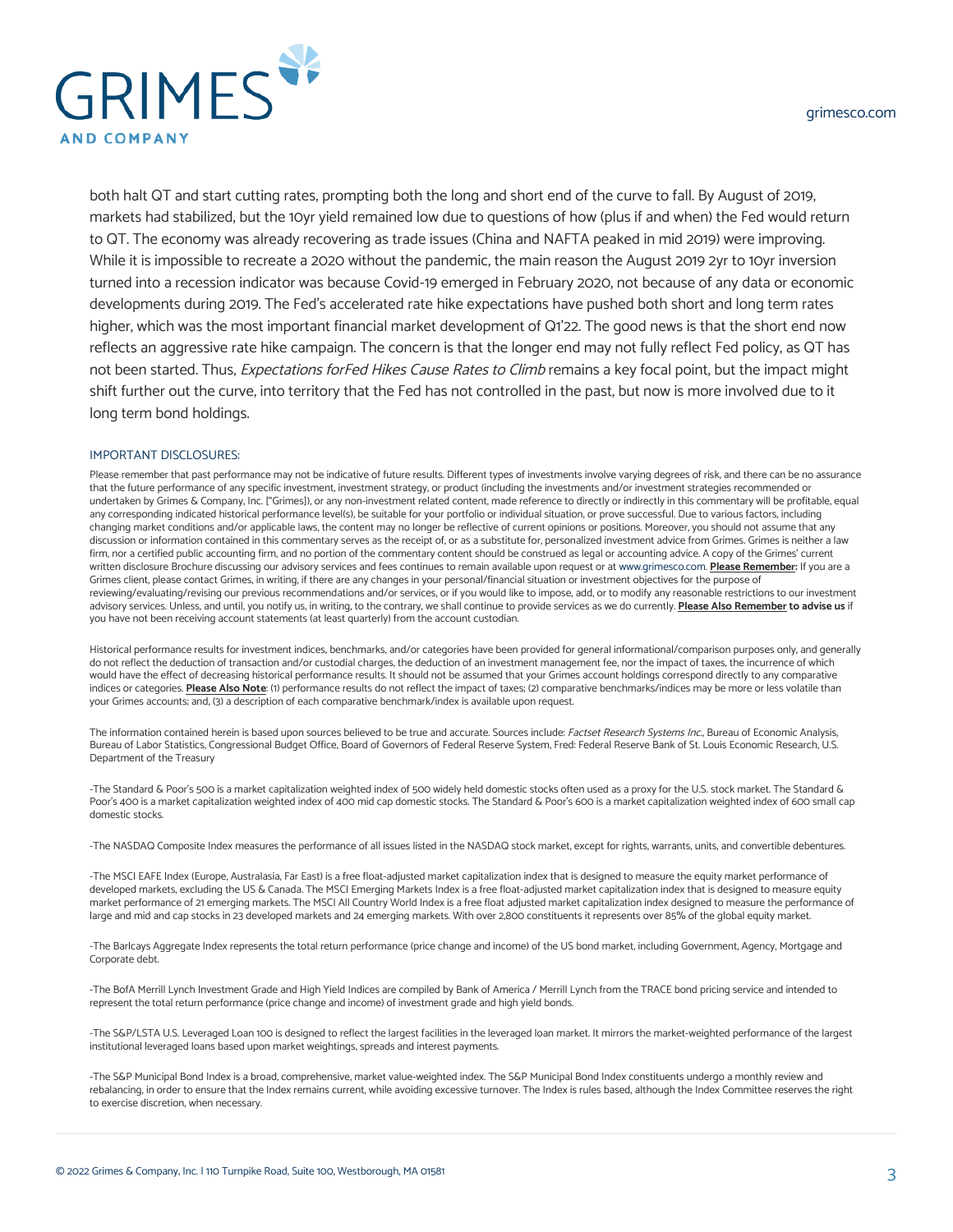both halt QT and start cutting rates, prompting both the long and short end of the curve to fall. By August of 2019, markets had stabilized, but the 10yr yield remained low due to questions of how (plus if and when) the Fed would return to QT. The economy was already recovering as trade issues (China and NAFTA peaked in mid 2019) were improving. While it is impossible to recreate a 2020 without the pandemic, the main reason the August 2019 2yr to 10yr inversion turned into a recession indicator was because Covid-19 emerged in February 2020, not because of any data or economic developments during 2019. The Fed's accelerated rate hike expectations have pushed both short and long term rates higher, which was the most important financial market development of Q1'22. The good news is that the short end now reflects an aggressive rate hike campaign. The concern is that the longer end may not fully reflect Fed policy, as QT has not been started. Thus, *Expectations forFed Hikes Cause Rates to Climb* remains a key focal point, but the impact might shift further out the curve, into territory that the Fed has not controlled in the past, but now is more involved due to it long term bond holdings.

IMPORTANT DISCLOSURES:

Please remember that past performance may not be indicative of future results. Different types of investments involve varying degrees of risk, and there can be no assurance that the future performance of any specific investment, investment strategy, or product (including the investments and/or investment strategies recommended or undertaken by Grimes & Company, Inc. ["Grimes]), or any non-investment related content, made reference to directly or indirectly in this commentary will be profitable, equal any corresponding indicated historical performance level(s), be suitable for your portfolio or individual situation, or prove successful. Due to various factors, including changing market conditions and/or applicable laws, the content may no longer be reflective of current opinions or positions. Moreover, you should not assume that any discussion or information contained in this commentary serves as the receipt of, or as a substitute for, personalized investment advice from Grimes. Grimes is neither a law firm, nor a certified public accounting firm, and no portion of the commentary content should be construed as legal or accounting advice. A copy of the Grimes' current written disclosure Brochure discussing our advisory services and fees continues to remain available upon request or at www.grimesco.com. **Please Remember:** If you are a Grimes client, please contact Grimes, in writing, if there are any changes in your personal/financial situation or investment objectives for the purpose of reviewing/evaluating/revising our previous recommendations and/or services, or if you would like to impose, add, or to modify any reasonable restrictions to our investment advisory services. Unless, and until, you notify us, in writing, to the contrary, we shall continue to provide services as we do currently. **Please Also Remember to advise us** if you have not been receiving account statements (at least quarterly) from the account custodian.

Historical performance results for investment indices, benchmarks, and/or categories have been provided for general informational/comparison purposes only, and generally do not reflect the deduction of transaction and/or custodial charges, the deduction of an investment management fee, nor the impact of taxes, the incurrence of which would have the effect of decreasing historical performance results. It should not be assumed that your Grimes account holdings correspond directly to any comparative indices or categories. **Please Also Note**: (1) performance results do not reflect the impact of taxes; (2) comparative benchmarks/indices may be more or less volatile than your Grimes accounts; and, (3) a description of each comparative benchmark/index is available upon request.

The information contained herein is based upon sources believed to be true and accurate. Sources include: *Factset Research Systems Inc.*, Bureau of Economic Analysis, Bureau of Labor Statistics, Congressional Budget Office, Board of Governors of Federal Reserve System, Fred: Federal Reserve Bank of St. Louis Economic Research, U.S. Department of the Treasury

-The Standard & Poor's 500 is a market capitalization weighted index of 500 widely held domestic stocks often used as a proxy for the U.S. stock market. The Standard & Poor's 400 is a market capitalization weighted index of 400 mid cap domestic stocks. The Standard & Poor's 600 is a market capitalization weighted index of 600 small cap domestic stocks.

-The NASDAQ Composite Index measures the performance of all issues listed in the NASDAQ stock market, except for rights, warrants, units, and convertible debentures.

-The MSCI EAFE Index (Europe, Australasia, Far East) is a free float-adjusted market capitalization index that is designed to measure the equity market performance of developed markets, excluding the US & Canada. The MSCI Emerging Markets Index is a free float-adjusted market capitalization index that is designed to measure equity market performance of 21 emerging markets. The MSCI All Country World Index is a free float adjusted market capitalization index designed to measure the performance of large and mid and cap stocks in 23 developed markets and 24 emerging markets. With over 2,800 constituents it represents over 85% of the global equity market.

-The Barlcays Aggregate Index represents the total return performance (price change and income) of the US bond market, including Government, Agency, Mortgage and Corporate debt.

-The BofA Merrill Lynch Investment Grade and High Yield Indices are compiled by Bank of America / Merrill Lynch from the TRACE bond pricing service and intended to represent the total return performance (price change and income) of investment grade and high yield bonds.

-The S&P/LSTA U.S. Leveraged Loan 100 is designed to reflect the largest facilities in the leveraged loan market. It mirrors the market-weighted performance of the largest institutional leveraged loans based upon market weightings, spreads and interest payments.

-The S&P Municipal Bond Index is a broad, comprehensive, market value-weighted index. The S&P Municipal Bond Index constituents undergo a monthly review and rebalancing, in order to ensure that the Index remains current, while avoiding excessive turnover. The Index is rules based, although the Index Committee reserves the right to exercise discretion, when necessary.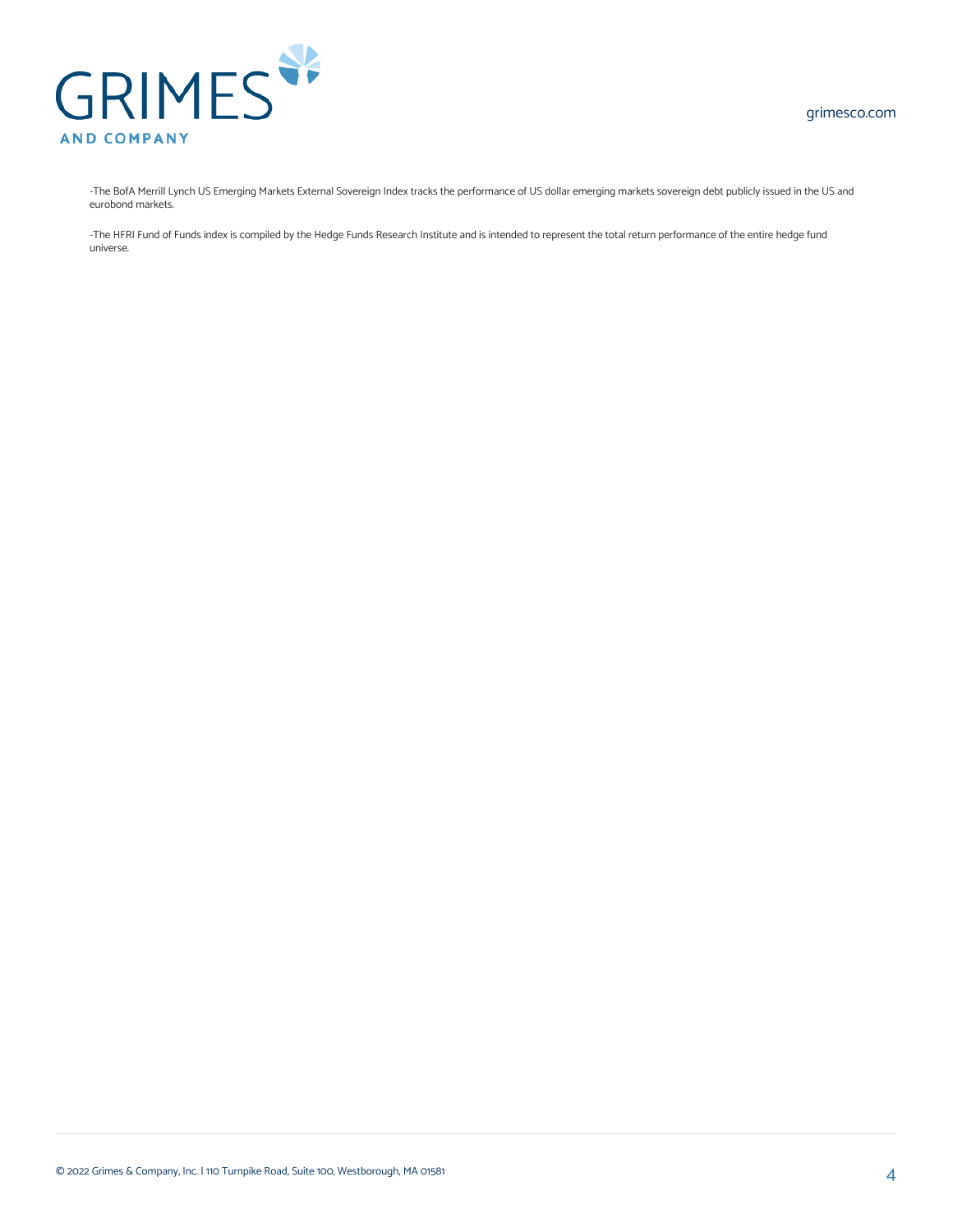-The BofA Merrill Lynch US Emerging Markets External Sovereign Index tracks the performance of US dollar emerging markets sovereign debt publicly issued in the US and eurobond markets.

-The HFRI Fund of Funds index is compiled by the Hedge Funds Research Institute and is intended to represent the total return performance of the entire hedge fund universe.